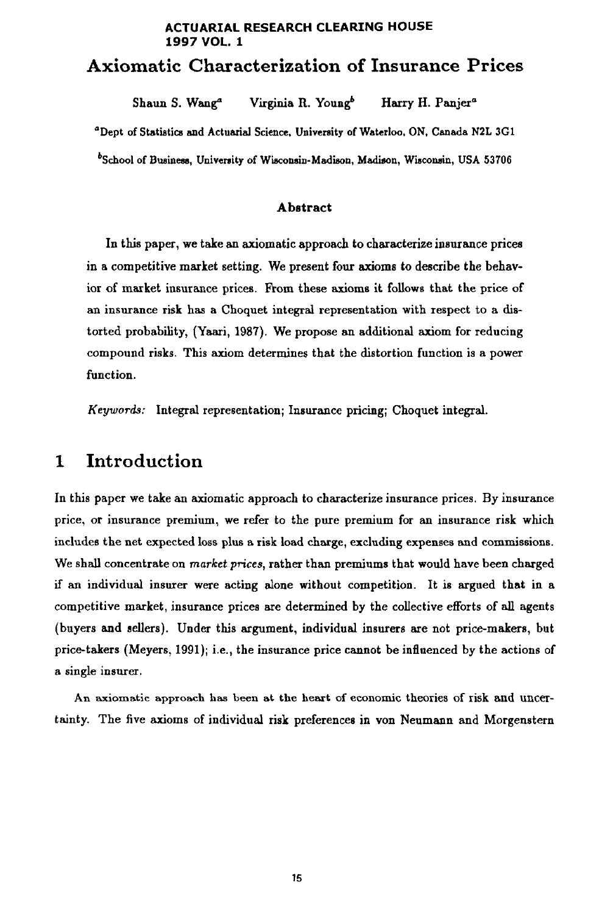# Axiomatic Characterization of Insurance Prices

Shaun S. Wang[a] Virginia R. Young[b] Harry H. Panjer[a]

[a]Dept of Statistics and Actuarial Science, University of Waterloo, ON, Canada N2L 3G1

[b]School of Business, University of Wisconsin-Madison, Madison, Wisconsin, USA 53706

### Abstract

In this paper, we take an axiomatic approach to characterize insurance prices in a competitive market setting. We present four axioms to describe the behavior of market insurance prices. From these axioms it follows that the price of an insurance risk has a Choquet integral representation with respect to a distorted probability, (Yaari, 1987). We propose an additional axiom for reducing compound risks. This axiom determines that the distortion function is a power function.

*Keywords:* Integral representation; Insurance pricing; Choquet integral.

## 1 Introduction

In this paper we take an axiomatic approach to characterize insurance prices. By insurance price, or insurance premium, we refer to the pure premium for an insurance risk which includes the net expected loss plus a risk load charge, excluding expenses and commissions. We shall concentrate on *market prices*, rather than premiums that would have been charged if an individual insurer were acting alone without competition. It is argued that in a competitive market, insurance prices are determined by the collective efforts of all agents (buyers and sellers). Under this argument, individual insurers are not price-makers, but price-takers (Meyers, 1991); i.e., the insurance price cannot be influenced by the actions of a single insurer.

An axiomatic approach has been at the heart of economic theories of risk and uncertainty. The five axioms of individual risk preferences in von Neumann and Morgenstern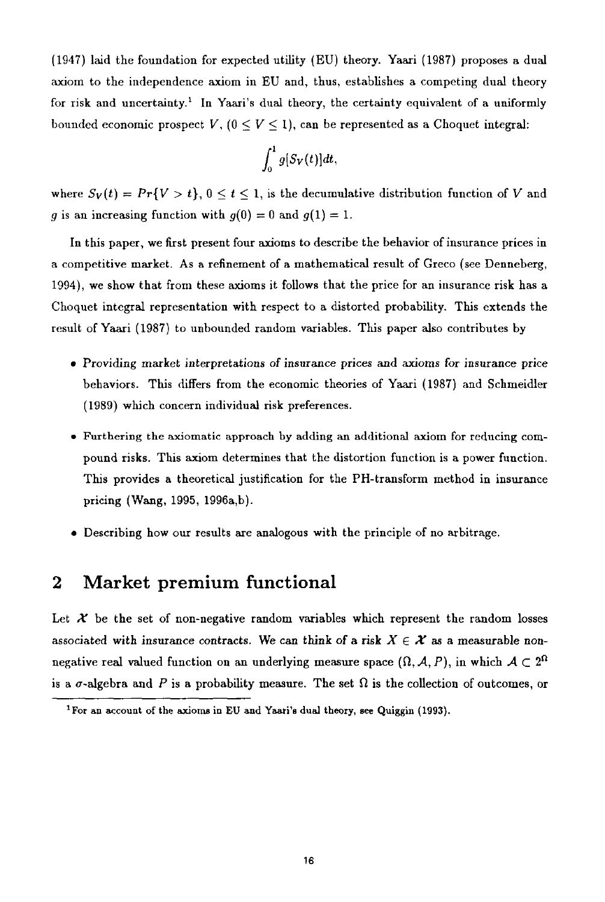(1947) laid the foundation for expected utility (EU) theory. Yaari (1987) proposes a dual axiom to the independence axiom in EU and, thus, establishes a competing dual theory for risk and uncertainty.[1] In Yaari's dual theory, the certainty equivalent of a uniformly bounded economic prospect $V$, $(0 \leq V \leq 1)$, can be represented as a Choquet integral:

$$\int_0^1 g[S_V(t)]dt,$$

where $S_V(t) = Pr\{V > t\}$, $0 \leq t \leq 1$, is the decumulative distribution function of $V$ and $g$ is an increasing function with $g(0) = 0$ and $g(1) = 1$.

In this paper, we first present four axioms to describe the behavior of insurance prices in a competitive market. As a refinement of a mathematical result of Greco (see Denneberg, 1994), we show that from these axioms it follows that the price for an insurance risk has a Choquet integral representation with respect to a distorted probability. This extends the result of Yaari (1987) to unbounded random variables. This paper also contributes by

- Providing market interpretations of insurance prices and axioms for insurance price behaviors. This differs from the economic theories of Yaari (1987) and Schmeidler (1989) which concern individual risk preferences.
- Furthering the axiomatic approach by adding an additional axiom for reducing compound risks. This axiom determines that the distortion function is a power function. This provides a theoretical justification for the PH-transform method in insurance pricing (Wang, 1995, 1996a,b).
- Describing how our results are analogous with the principle of no arbitrage.

## 2 Market premium functional

Let $\mathcal{X}$ be the set of non-negative random variables which represent the random losses associated with insurance contracts. We can think of a risk $X \in \mathcal{X}$ as a measurable non-negative real valued function on an underlying measure space $(\Omega, \mathcal{A}, P)$, in which $\mathcal{A} \subset 2^\Omega$ is a $\sigma$-algebra and $P$ is a probability measure. The set $\Omega$ is the collection of outcomes, or

[1] For an account of the axioms in EU and Yaari's dual theory, see Quiggin (1993).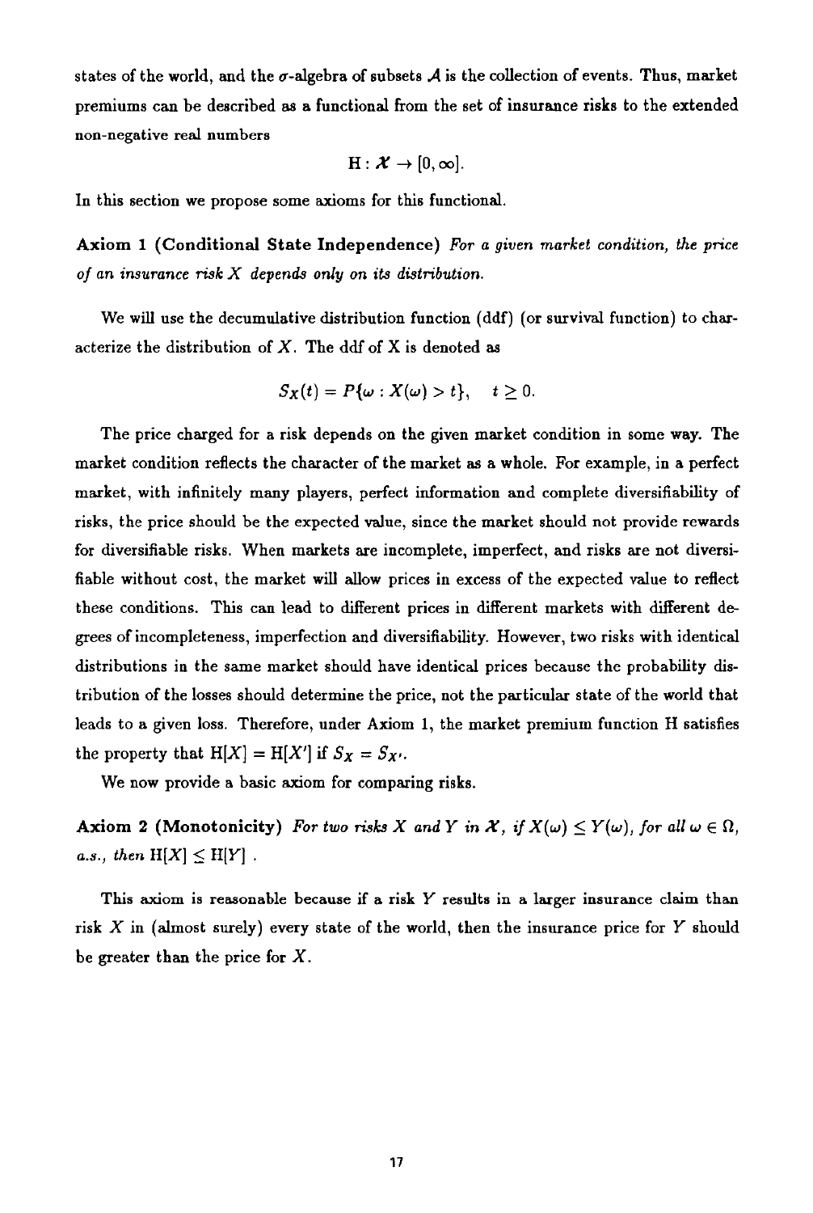states of the world, and the $\sigma$-algebra of subsets $\mathcal{A}$ is the collection of events. Thus, market premiums can be described as a functional from the set of insurance risks to the extended non-negative real numbers

$$\mathrm{H} : \mathcal{X} \to [0, \infty].$$

In this section we propose some axioms for this functional.

**Axiom 1 (Conditional State Independence)** *For a given market condition, the price of an insurance risk $X$ depends only on its distribution.*

We will use the decumulative distribution function (ddf) (or survival function) to characterize the distribution of $X$. The ddf of X is denoted as

$$S_X(t) = P\{\omega : X(\omega) > t\}, \quad t \geq 0.$$

The price charged for a risk depends on the given market condition in some way. The market condition reflects the character of the market as a whole. For example, in a perfect market, with infinitely many players, perfect information and complete diversifiability of risks, the price should be the expected value, since the market should not provide rewards for diversifiable risks. When markets are incomplete, imperfect, and risks are not diversifiable without cost, the market will allow prices in excess of the expected value to reflect these conditions. This can lead to different prices in different markets with different degrees of incompleteness, imperfection and diversifiability. However, two risks with identical distributions in the same market should have identical prices because the probability distribution of the losses should determine the price, not the particular state of the world that leads to a given loss. Therefore, under Axiom 1, the market premium function H satisfies the property that $\mathrm{H}[X] = \mathrm{H}[X']$ if $S_X = S_{X'}$.

We now provide a basic axiom for comparing risks.

**Axiom 2 (Monotonicity)** *For two risks $X$ and $Y$ in $\mathcal{X}$, if $X(\omega) \leq Y(\omega)$, for all $\omega \in \Omega$, a.s., then $\mathrm{H}[X] \leq \mathrm{H}[Y]$ .*

This axiom is reasonable because if a risk $Y$ results in a larger insurance claim than risk $X$ in (almost surely) every state of the world, then the insurance price for $Y$ should be greater than the price for $X$.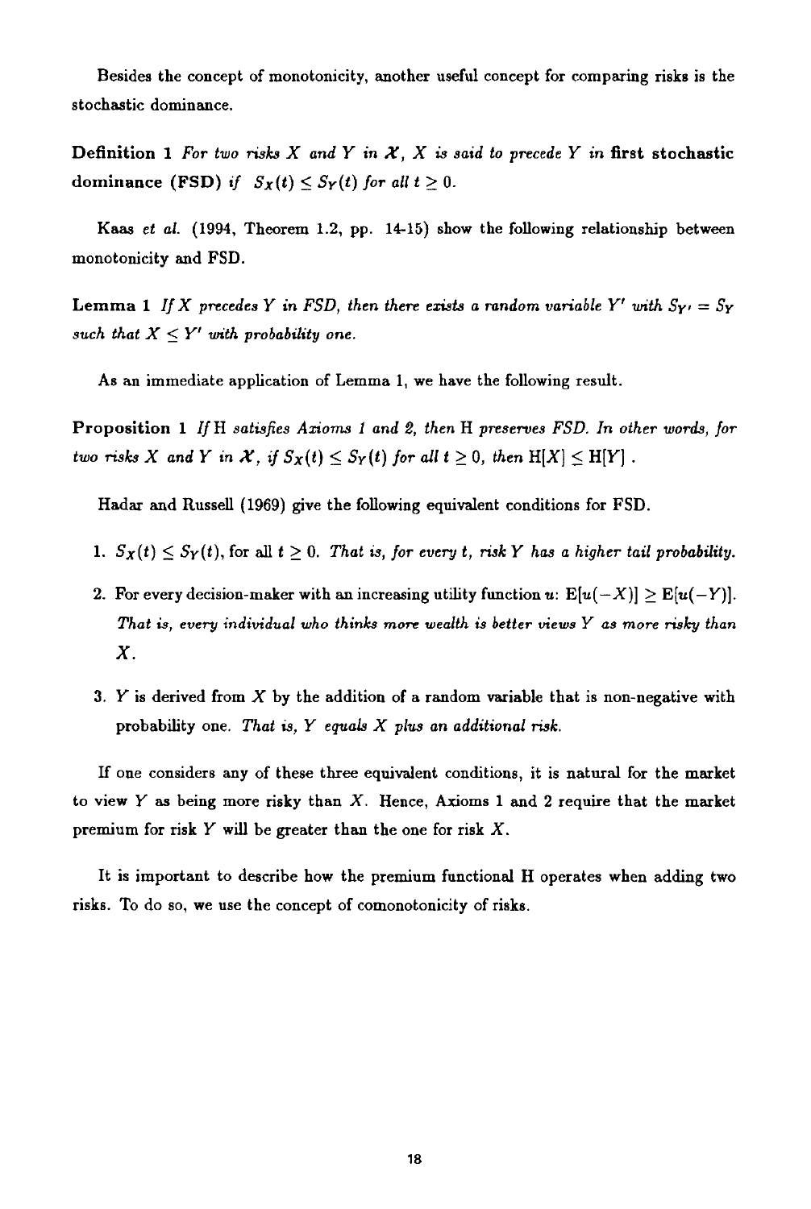Besides the concept of monotonicity, another useful concept for comparing risks is the stochastic dominance.

**Definition 1** *For two risks $X$ and $Y$ in $\mathcal{X}$, $X$ is said to precede $Y$ in* **first stochastic dominance (FSD)** *if $S_X(t) \leq S_Y(t)$ for all $t \geq 0$.*

Kaas *et al.* (1994, Theorem 1.2, pp. 14-15) show the following relationship between monotonicity and FSD.

**Lemma 1** *If $X$ precedes $Y$ in FSD, then there exists a random variable $Y'$ with $S_{Y'} = S_Y$ such that $X \leq Y'$ with probability one.*

As an immediate application of Lemma 1, we have the following result.

**Proposition 1** *If* H *satisfies Axioms 1 and 2, then* H *preserves FSD. In other words, for two risks $X$ and $Y$ in $\mathcal{X}$, if $S_X(t) \leq S_Y(t)$ for all $t \geq 0$, then $\mathrm{H}[X] \leq \mathrm{H}[Y]$ .*

Hadar and Russell (1969) give the following equivalent conditions for FSD.

1. $S_X(t) \leq S_Y(t)$, for all $t \geq 0$. *That is, for every $t$, risk $Y$ has a higher tail probability.*
2. For every decision-maker with an increasing utility function $u$: $\mathrm{E}[u(-X)] \geq \mathrm{E}[u(-Y)]$. *That is, every individual who thinks more wealth is better views $Y$ as more risky than $X$.*
3. $Y$ is derived from $X$ by the addition of a random variable that is non-negative with probability one. *That is, $Y$ equals $X$ plus an additional risk.*

If one considers any of these three equivalent conditions, it is natural for the market to view $Y$ as being more risky than $X$. Hence, Axioms 1 and 2 require that the market premium for risk $Y$ will be greater than the one for risk $X$.

It is important to describe how the premium functional H operates when adding two risks. To do so, we use the concept of comonotonicity of risks.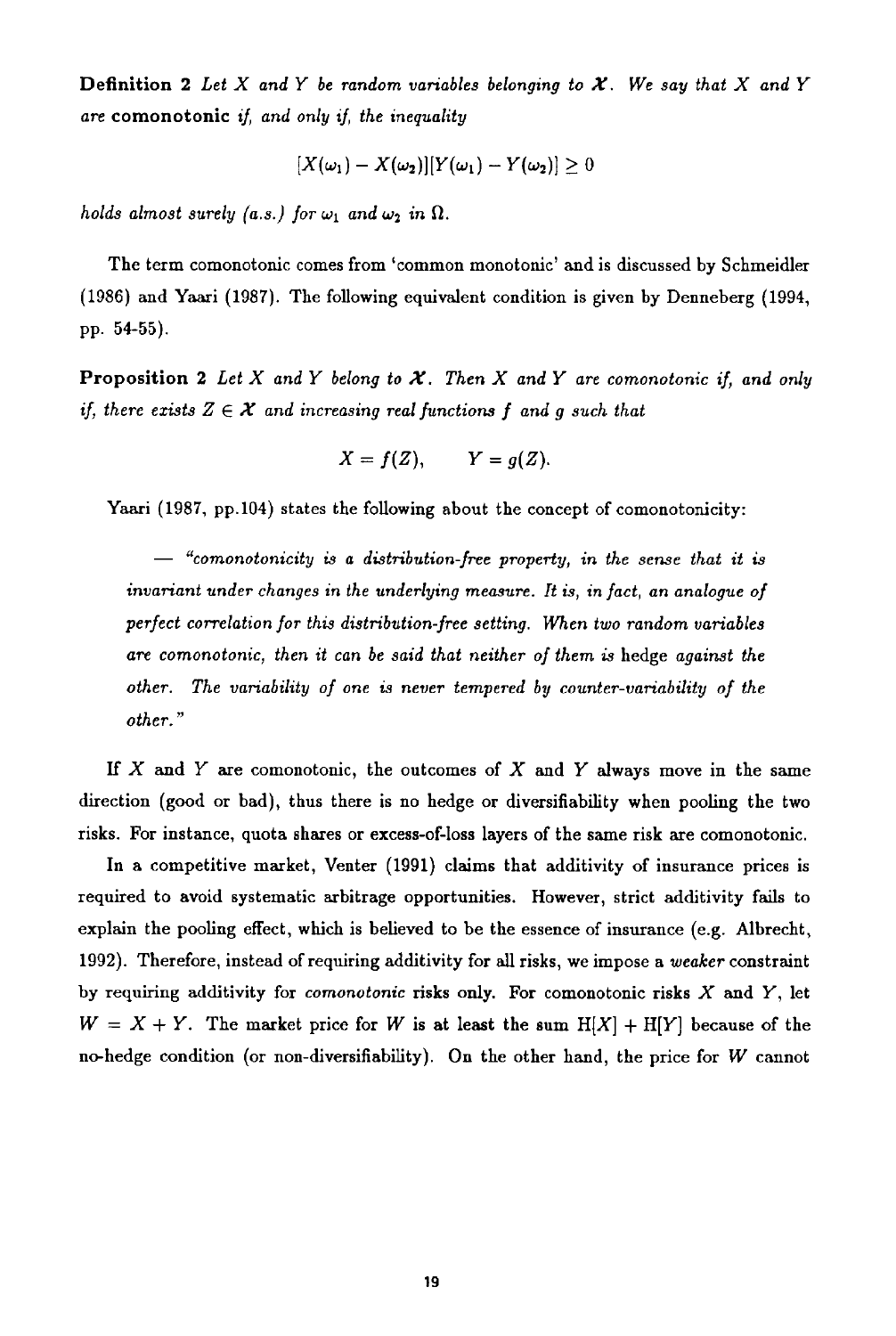**Definition 2** *Let $X$ and $Y$ be random variables belonging to $\mathcal{X}$. We say that $X$ and $Y$ are* **comonotonic** *if, and only if, the inequality*

$$[X(\omega_1) - X(\omega_2)][Y(\omega_1) - Y(\omega_2)] \geq 0$$

*holds almost surely (a.s.) for $\omega_1$ and $\omega_2$ in $\Omega$.*

The term comonotonic comes from 'common monotonic' and is discussed by Schmeidler (1986) and Yaari (1987). The following equivalent condition is given by Denneberg (1994, pp. 54-55).

**Proposition 2** *Let $X$ and $Y$ belong to $\mathcal{X}$. Then $X$ and $Y$ are comonotonic if, and only if, there exists $Z \in \mathcal{X}$ and increasing real functions $f$ and $g$ such that*

$$X = f(Z), \qquad Y = g(Z).$$

Yaari (1987, pp.104) states the following about the concept of comonotonicity:

> — *"comonotonicity is a distribution-free property, in the sense that it is invariant under changes in the underlying measure. It is, in fact, an analogue of perfect correlation for this distribution-free setting. When two random variables are comonotonic, then it can be said that neither of them is* hedge *against the other. The variability of one is never tempered by counter-variability of the other."*

If $X$ and $Y$ are comonotonic, the outcomes of $X$ and $Y$ always move in the same direction (good or bad), thus there is no hedge or diversifiability when pooling the two risks. For instance, quota shares or excess-of-loss layers of the same risk are comonotonic.

In a competitive market, Venter (1991) claims that additivity of insurance prices is required to avoid systematic arbitrage opportunities. However, strict additivity fails to explain the pooling effect, which is believed to be the essence of insurance (e.g. Albrecht, 1992). Therefore, instead of requiring additivity for all risks, we impose a *weaker* constraint by requiring additivity for *comonotonic* risks only. For comonotonic risks $X$ and $Y$, let $W = X + Y$. The market price for $W$ is at least the sum $\mathrm{H}[X] + \mathrm{H}[Y]$ because of the no-hedge condition (or non-diversifiability). On the other hand, the price for $W$ cannot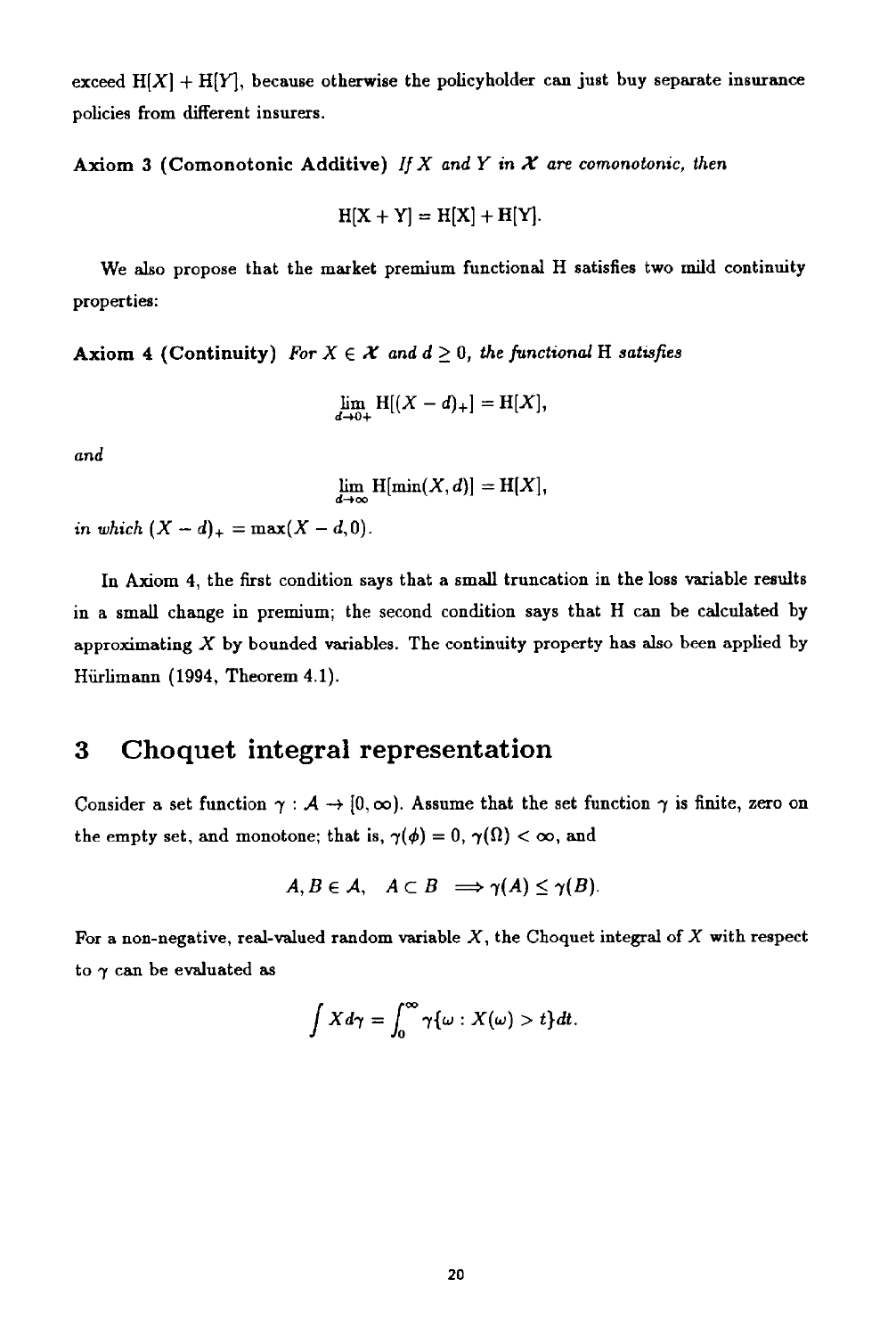exceed H[$X$] + H[$Y$], because otherwise the policyholder can just buy separate insurance policies from different insurers.

**Axiom 3 (Comonotonic Additive)** *If $X$ and $Y$ in $\mathcal{X}$ are comonotonic, then*

$$\mathrm{H}[X + Y] = \mathrm{H}[X] + \mathrm{H}[Y].$$

We also propose that the market premium functional H satisfies two mild continuity properties:

**Axiom 4 (Continuity)** *For $X \in \mathcal{X}$ and $d \geq 0$, the functional* H *satisfies*

$$\lim_{d \to 0+} \mathrm{H}[(X - d)_+] = \mathrm{H}[X],$$

*and*

$$\lim_{d \to \infty} \mathrm{H}[\min(X, d)] = \mathrm{H}[X],$$

*in which $(X - d)_+ = \max(X - d, 0)$.*

In Axiom 4, the first condition says that a small truncation in the loss variable results in a small change in premium; the second condition says that H can be calculated by approximating $X$ by bounded variables. The continuity property has also been applied by Hürlimann (1994, Theorem 4.1).

# 3 Choquet integral representation

Consider a set function $\gamma : \mathcal{A} \to [0, \infty)$. Assume that the set function $\gamma$ is finite, zero on the empty set, and monotone; that is, $\gamma(\phi) = 0$, $\gamma(\Omega) < \infty$, and

$$A, B \in \mathcal{A}, \quad A \subset B \implies \gamma(A) \leq \gamma(B).$$

For a non-negative, real-valued random variable $X$, the Choquet integral of $X$ with respect to $\gamma$ can be evaluated as

$$\int X d\gamma = \int_0^\infty \gamma\{\omega : X(\omega) > t\} dt.$$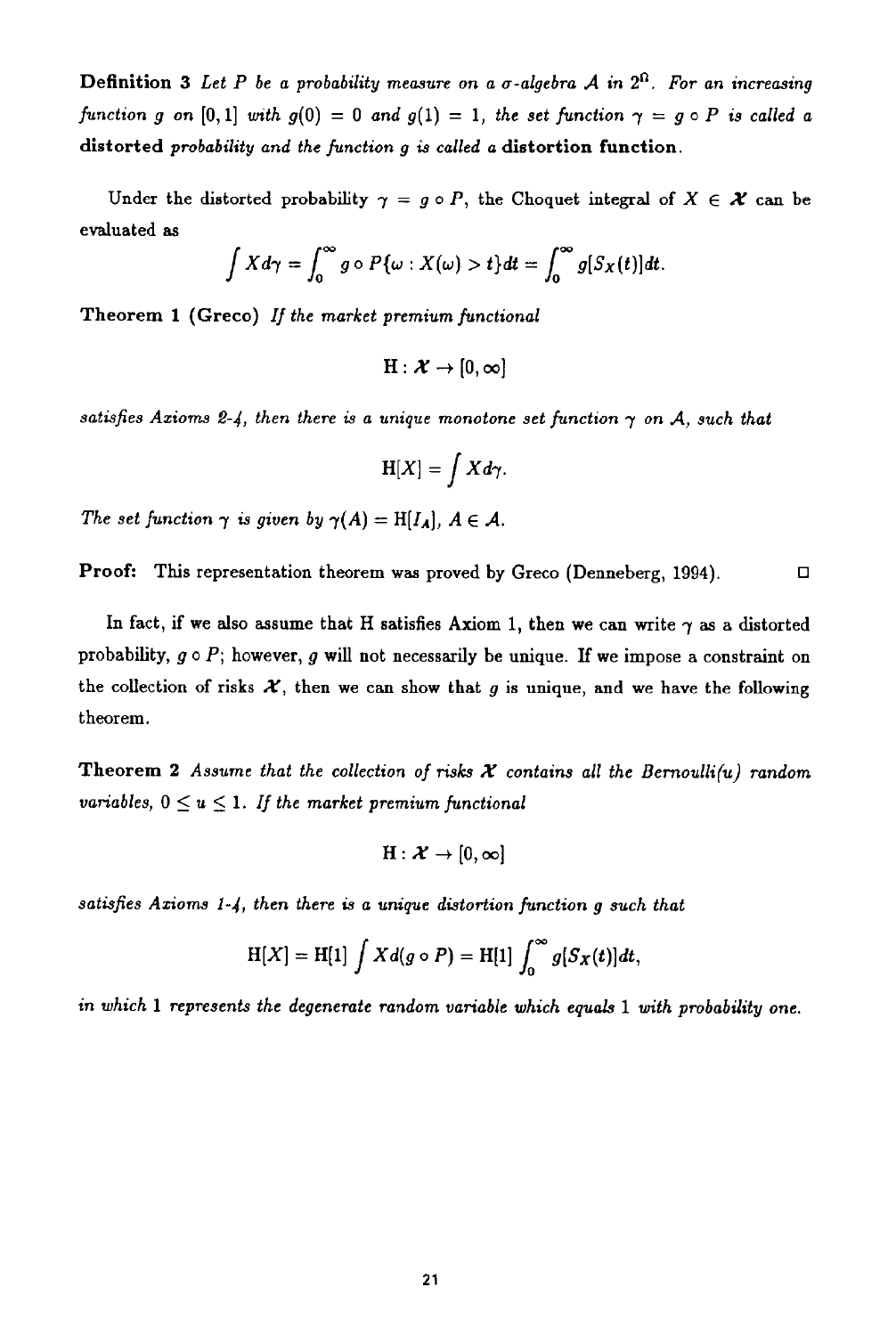**Definition 3** *Let $P$ be a probability measure on a $\sigma$-algebra $\mathcal{A}$ in $2^{\Omega}$. For an increasing function $g$ on $[0,1]$ with $g(0) = 0$ and $g(1) = 1$, the set function $\gamma = g \circ P$ is called a* **distorted** *probability and the function $g$ is called a* **distortion function**.

Under the distorted probability $\gamma = g \circ P$, the Choquet integral of $X \in \mathcal{X}$ can be evaluated as

$$\int X d\gamma = \int_0^\infty g \circ P\{\omega : X(\omega) > t\} dt = \int_0^\infty g[S_X(t)] dt.$$

**Theorem 1 (Greco)** *If the market premium functional*

$$\mathrm{H} : \mathcal{X} \to [0, \infty]$$

*satisfies Axioms 2-4, then there is a unique monotone set function $\gamma$ on $\mathcal{A}$, such that*

$$\mathrm{H}[X] = \int X d\gamma.$$

*The set function $\gamma$ is given by $\gamma(A) = \mathrm{H}[I_A]$, $A \in \mathcal{A}$.*

**Proof:** This representation theorem was proved by Greco (Denneberg, 1994). □

In fact, if we also assume that H satisfies Axiom 1, then we can write $\gamma$ as a distorted probability, $g \circ P$; however, $g$ will not necessarily be unique. If we impose a constraint on the collection of risks $\mathcal{X}$, then we can show that $g$ is unique, and we have the following theorem.

**Theorem 2** *Assume that the collection of risks $\mathcal{X}$ contains all the Bernoulli($u$) random variables, $0 \leq u \leq 1$. If the market premium functional*

$$\mathrm{H} : \mathcal{X} \to [0, \infty]$$

*satisfies Axioms 1-4, then there is a unique distortion function $g$ such that*

$$\mathrm{H}[X] = \mathrm{H}[1] \int X d(g \circ P) = \mathrm{H}[1] \int_0^\infty g[S_X(t)] dt,$$

*in which 1 represents the degenerate random variable which equals 1 with probability one.*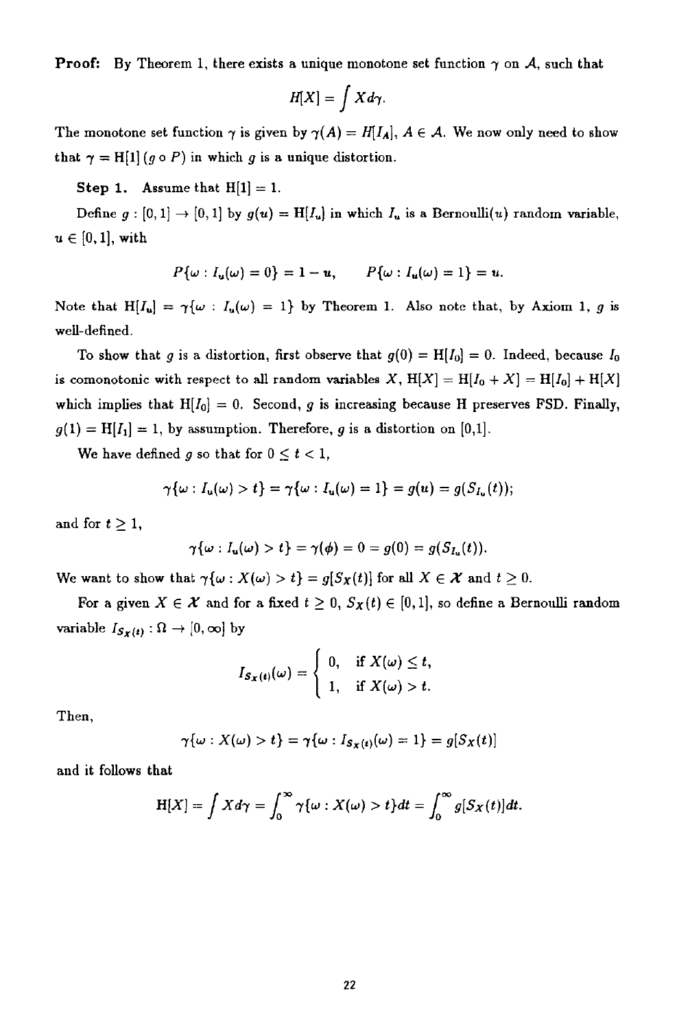**Proof:** By Theorem 1, there exists a unique monotone set function $\gamma$ on $\mathcal{A}$, such that

$$H[X] = \int X d\gamma.$$

The monotone set function $\gamma$ is given by $\gamma(A) = H[I_A]$, $A \in \mathcal{A}$. We now only need to show that $\gamma = \text{H}[1]\,(g \circ P)$ in which $g$ is a unique distortion.

**Step 1.** Assume that $\text{H}[1] = 1$.

Define $g : [0,1] \to [0,1]$ by $g(u) = \text{H}[I_u]$ in which $I_u$ is a Bernoulli($u$) random variable, $u \in [0,1]$, with

$$P\{\omega : I_u(\omega) = 0\} = 1 - u, \qquad P\{\omega : I_u(\omega) = 1\} = u.$$

Note that $\text{H}[I_u] = \gamma\{\omega : I_u(\omega) = 1\}$ by Theorem 1. Also note that, by Axiom 1, $g$ is well-defined.

To show that $g$ is a distortion, first observe that $g(0) = \text{H}[I_0] = 0$. Indeed, because $I_0$ is comonotonic with respect to all random variables $X$, $\text{H}[X] = \text{H}[I_0 + X] = \text{H}[I_0] + \text{H}[X]$ which implies that $\text{H}[I_0] = 0$. Second, $g$ is increasing because H preserves FSD. Finally, $g(1) = \text{H}[I_1] = 1$, by assumption. Therefore, $g$ is a distortion on [0,1].

We have defined $g$ so that for $0 \le t < 1$,

$$\gamma\{\omega : I_u(\omega) > t\} = \gamma\{\omega : I_u(\omega) = 1\} = g(u) = g(S_{I_u}(t));$$

and for $t \ge 1$,

$$\gamma\{\omega : I_u(\omega) > t\} = \gamma(\phi) = 0 = g(0) = g(S_{I_u}(t)).$$

We want to show that $\gamma\{\omega : X(\omega) > t\} = g[S_X(t)]$ for all $X \in \mathcal{X}$ and $t \ge 0$.

For a given $X \in \mathcal{X}$ and for a fixed $t \ge 0$, $S_X(t) \in [0,1]$, so define a Bernoulli random variable $I_{S_X(t)} : \Omega \to [0, \infty]$ by

$$I_{S_X(t)}(\omega) = \begin{cases} 0, & \text{if } X(\omega) \le t, \\ 1, & \text{if } X(\omega) > t. \end{cases}$$

Then,

$$\gamma\{\omega : X(\omega) > t\} = \gamma\{\omega : I_{S_X(t)}(\omega) = 1\} = g[S_X(t)]$$

and it follows that

$$\text{H}[X] = \int X d\gamma = \int_0^\infty \gamma\{\omega : X(\omega) > t\} dt = \int_0^\infty g[S_X(t)] dt.$$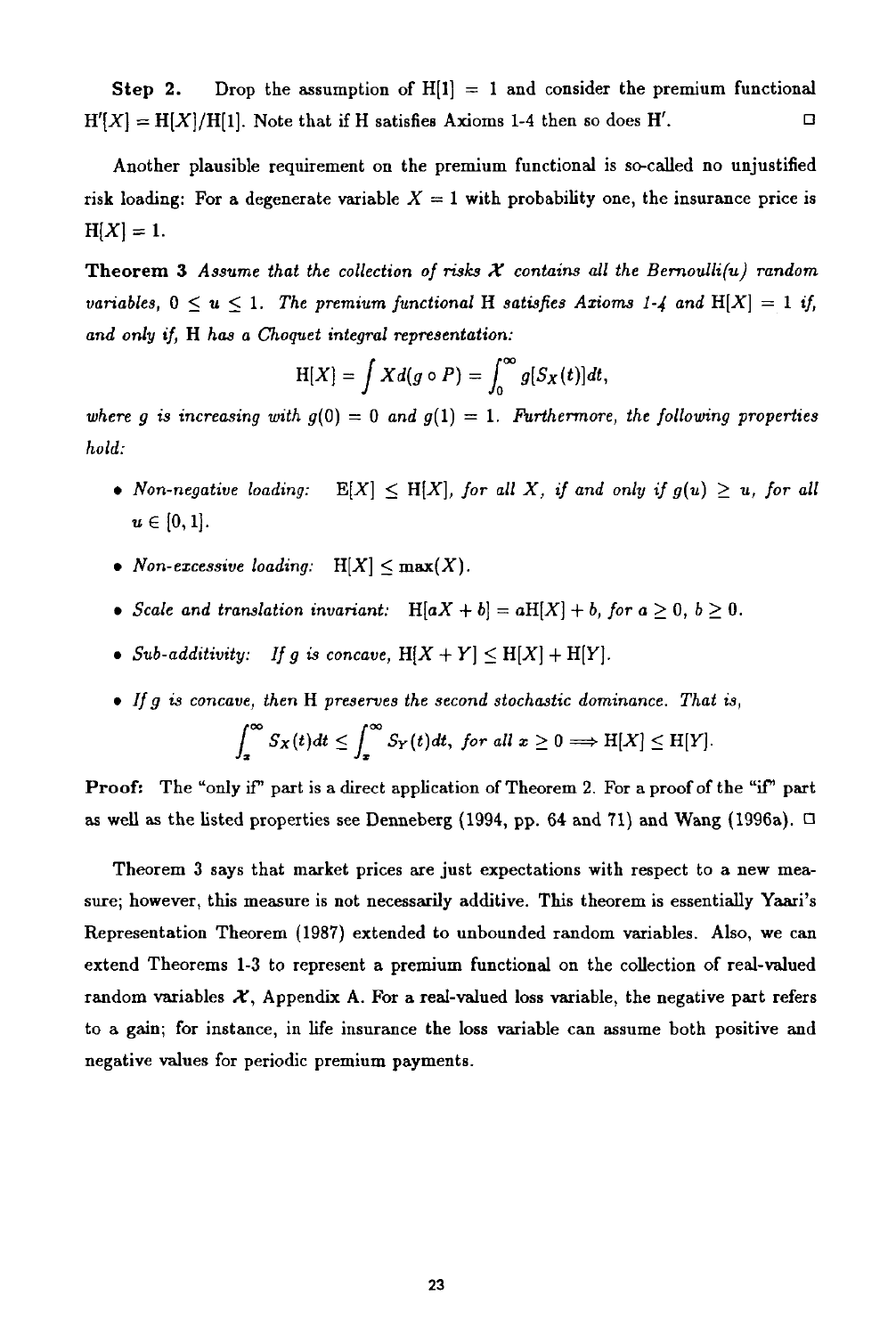**Step 2.** Drop the assumption of $\mathrm{H}[1] = 1$ and consider the premium functional $\mathrm{H}'[X] = \mathrm{H}[X]/\mathrm{H}[1]$. Note that if H satisfies Axioms 1-4 then so does H′. □

Another plausible requirement on the premium functional is so-called no unjustified risk loading: For a degenerate variable $X = 1$ with probability one, the insurance price is $\mathrm{H}[X] = 1$.

**Theorem 3** *Assume that the collection of risks $\mathcal{X}$ contains all the Bernoulli(u) random variables, $0 \leq u \leq 1$. The premium functional H satisfies Axioms 1-4 and $\mathrm{H}[X] = 1$ if, and only if, H has a Choquet integral representation:*

$$\mathrm{H}[X] = \int X d(g \circ P) = \int_0^\infty g[S_X(t)]dt,$$

*where $g$ is increasing with $g(0) = 0$ and $g(1) = 1$. Furthermore, the following properties hold:*

- *Non-negative loading:* $\mathrm{E}[X] \leq \mathrm{H}[X]$, *for all $X$, if and only if $g(u) \geq u$, for all $u \in [0, 1]$.*
- *Non-excessive loading:* $\mathrm{H}[X] \leq \max(X)$.
- *Scale and translation invariant:* $\mathrm{H}[aX + b] = a\mathrm{H}[X] + b$, *for $a \geq 0$, $b \geq 0$.*
- *Sub-additivity: If $g$ is concave,* $\mathrm{H}[X + Y] \leq \mathrm{H}[X] + \mathrm{H}[Y]$.
- *If $g$ is concave, then H preserves the second stochastic dominance. That is,*

$$\int_x^\infty S_X(t)dt \leq \int_x^\infty S_Y(t)dt, \text{ for all } x \geq 0 \Longrightarrow \mathrm{H}[X] \leq \mathrm{H}[Y].$$

**Proof:** The "only if" part is a direct application of Theorem 2. For a proof of the "if" part as well as the listed properties see Denneberg (1994, pp. 64 and 71) and Wang (1996a). □

Theorem 3 says that market prices are just expectations with respect to a new measure; however, this measure is not necessarily additive. This theorem is essentially Yaari's Representation Theorem (1987) extended to unbounded random variables. Also, we can extend Theorems 1-3 to represent a premium functional on the collection of real-valued random variables $\mathcal{X}$, Appendix A. For a real-valued loss variable, the negative part refers to a gain; for instance, in life insurance the loss variable can assume both positive and negative values for periodic premium payments.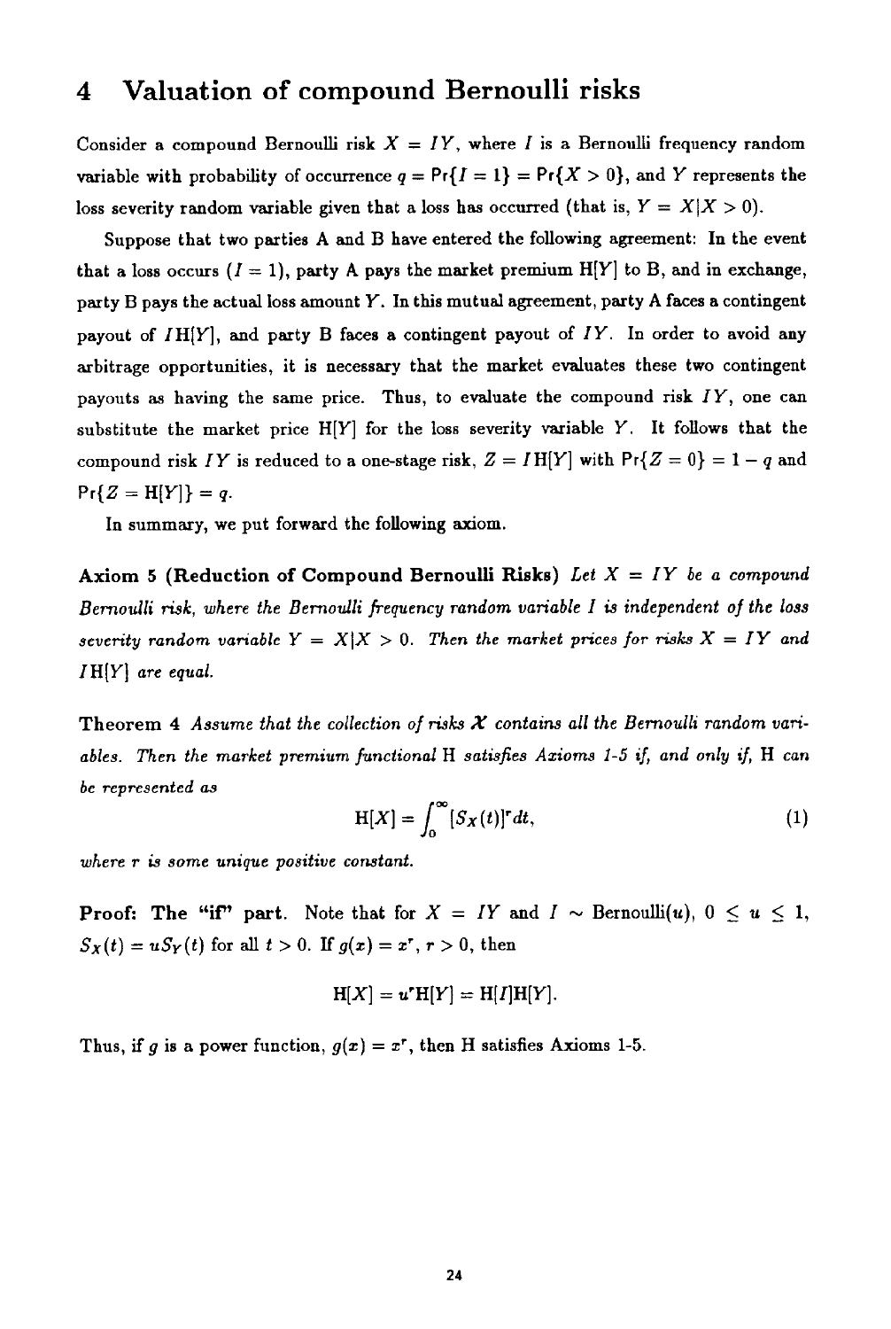## 4 Valuation of compound Bernoulli risks

Consider a compound Bernoulli risk $X = IY$, where $I$ is a Bernoulli frequency random variable with probability of occurrence $q = \Pr\{I = 1\} = \Pr\{X > 0\}$, and $Y$ represents the loss severity random variable given that a loss has occurred (that is, $Y = X|X > 0$).

Suppose that two parties A and B have entered the following agreement: In the event that a loss occurs ($I = 1$), party A pays the market premium $\mathrm{H}[Y]$ to B, and in exchange, party B pays the actual loss amount $Y$. In this mutual agreement, party A faces a contingent payout of $I\mathrm{H}[Y]$, and party B faces a contingent payout of $IY$. In order to avoid any arbitrage opportunities, it is necessary that the market evaluates these two contingent payouts as having the same price. Thus, to evaluate the compound risk $IY$, one can substitute the market price $\mathrm{H}[Y]$ for the loss severity variable $Y$. It follows that the compound risk $IY$ is reduced to a one-stage risk, $Z = I\mathrm{H}[Y]$ with $\Pr\{Z = 0\} = 1 - q$ and $\Pr\{Z = \mathrm{H}[Y]\} = q$.

In summary, we put forward the following axiom.

**Axiom 5 (Reduction of Compound Bernoulli Risks)** *Let $X = IY$ be a compound Bernoulli risk, where the Bernoulli frequency random variable $I$ is independent of the loss severity random variable $Y = X|X > 0$. Then the market prices for risks $X = IY$ and $I\mathrm{H}[Y]$ are equal.*

**Theorem 4** *Assume that the collection of risks $\mathcal{X}$ contains all the Bernoulli random variables. Then the market premium functional $\mathrm{H}$ satisfies Axioms 1-5 if, and only if, $\mathrm{H}$ can be represented as*

$$\mathrm{H}[X] = \int_0^\infty [S_X(t)]^r dt, \tag{1}$$

*where $r$ is some unique positive constant.*

**Proof: The "if" part.** Note that for $X = IY$ and $I \sim$ Bernoulli($u$), $0 \le u \le 1$, $S_X(t) = uS_Y(t)$ for all $t > 0$. If $g(x) = x^r$, $r > 0$, then

$$\mathrm{H}[X] = u^r\mathrm{H}[Y] = \mathrm{H}[I]\mathrm{H}[Y].$$

Thus, if $g$ is a power function, $g(x) = x^r$, then $\mathrm{H}$ satisfies Axioms 1-5.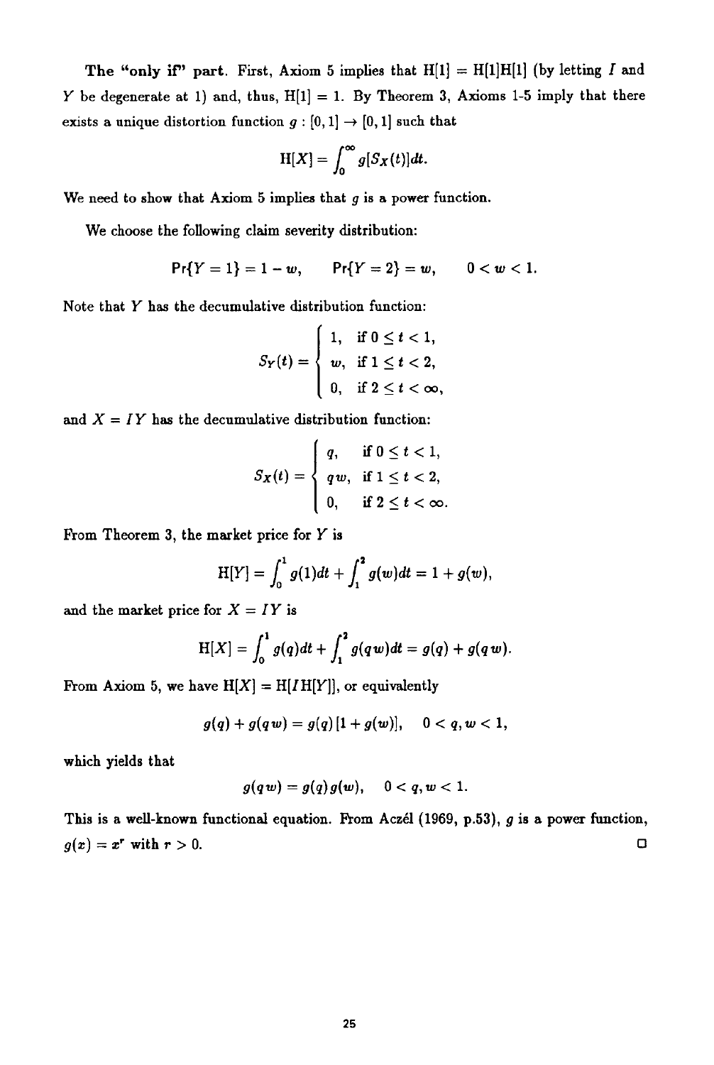**The "only if" part.** First, Axiom 5 implies that H[1] = H[1]H[1] (by letting $I$ and $Y$ be degenerate at 1) and, thus, H[1] = 1. By Theorem 3, Axioms 1-5 imply that there exists a unique distortion function $g : [0, 1] \to [0, 1]$ such that

$$\mathrm{H}[X] = \int_0^\infty g[S_X(t)]dt.$$

We need to show that Axiom 5 implies that $g$ is a power function.

We choose the following claim severity distribution:

$$\Pr\{Y = 1\} = 1 - w, \qquad \Pr\{Y = 2\} = w, \qquad 0 < w < 1.$$

Note that $Y$ has the decumulative distribution function:

$$S_Y(t) = \begin{cases} 1, & \text{if } 0 \le t < 1, \\ w, & \text{if } 1 \le t < 2, \\ 0, & \text{if } 2 \le t < \infty, \end{cases}$$

and $X = IY$ has the decumulative distribution function:

$$S_X(t) = \begin{cases} q, & \text{if } 0 \le t < 1, \\ qw, & \text{if } 1 \le t < 2, \\ 0, & \text{if } 2 \le t < \infty. \end{cases}$$

From Theorem 3, the market price for $Y$ is

$$\mathrm{H}[Y] = \int_0^1 g(1)dt + \int_1^2 g(w)dt = 1 + g(w),$$

and the market price for $X = IY$ is

$$\mathrm{H}[X] = \int_0^1 g(q)dt + \int_1^2 g(qw)dt = g(q) + g(qw).$$

From Axiom 5, we have $\mathrm{H}[X] = \mathrm{H}[I\,\mathrm{H}[Y]]$, or equivalently

$$g(q) + g(qw) = g(q)\,[1 + g(w)], \quad 0 < q, w < 1,$$

which yields that

$$g(qw) = g(q)\,g(w), \quad 0 < q, w < 1.$$

This is a well-known functional equation. From Aczél (1969, p.53), $g$ is a power function, $g(x) = x^r$ with $r > 0$. □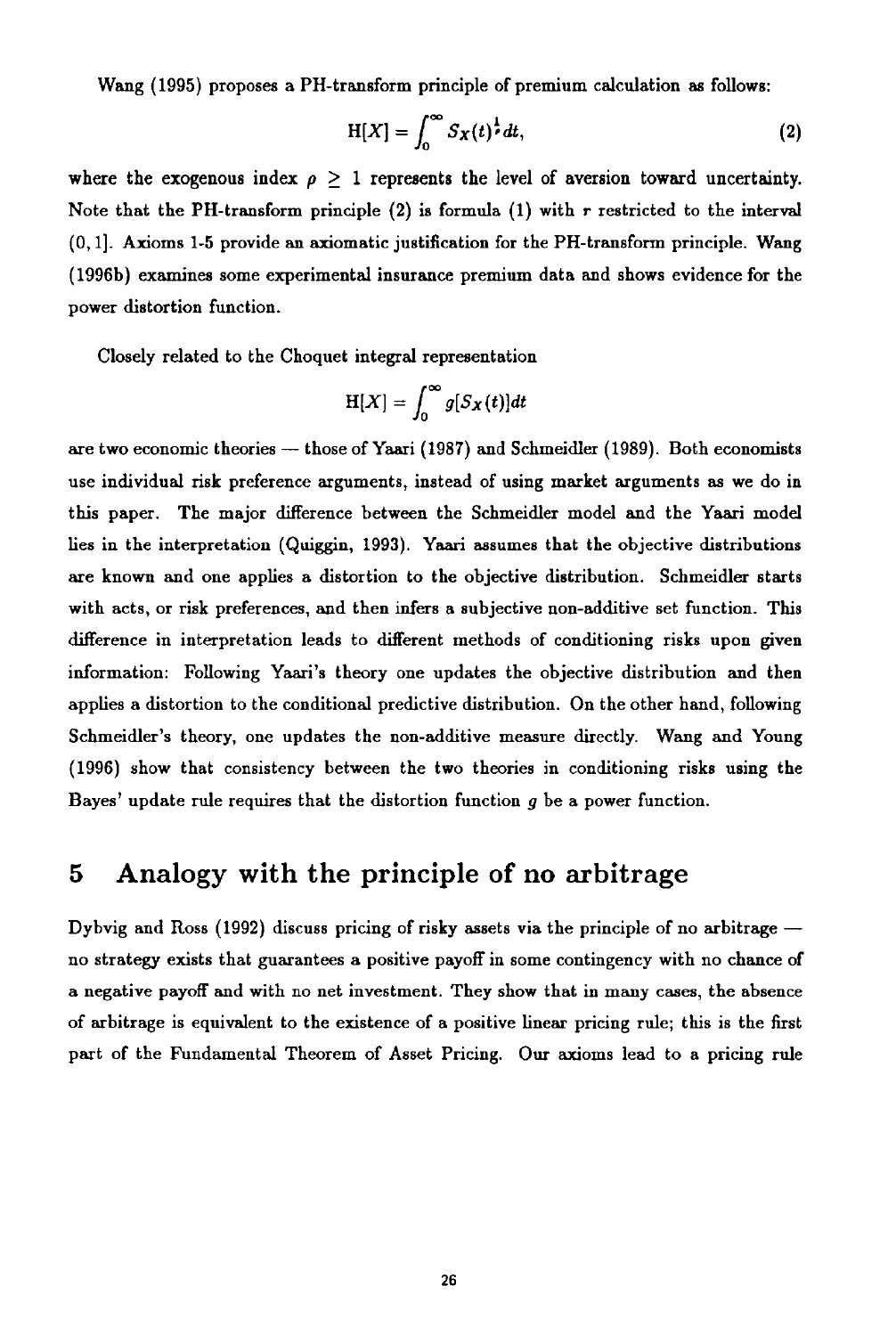Wang (1995) proposes a PH-transform principle of premium calculation as follows:

$$\mathrm{H}[X] = \int_0^\infty S_X(t)^{\frac{1}{\rho}} dt, \tag{2}$$

where the exogenous index $\rho \geq 1$ represents the level of aversion toward uncertainty. Note that the PH-transform principle (2) is formula (1) with $r$ restricted to the interval $(0, 1]$. Axioms 1-5 provide an axiomatic justification for the PH-transform principle. Wang (1996b) examines some experimental insurance premium data and shows evidence for the power distortion function.

Closely related to the Choquet integral representation

$$\mathrm{H}[X] = \int_0^\infty g[S_X(t)] dt$$

are two economic theories — those of Yaari (1987) and Schmeidler (1989). Both economists use individual risk preference arguments, instead of using market arguments as we do in this paper. The major difference between the Schmeidler model and the Yaari model lies in the interpretation (Quiggin, 1993). Yaari assumes that the objective distributions are known and one applies a distortion to the objective distribution. Schmeidler starts with acts, or risk preferences, and then infers a subjective non-additive set function. This difference in interpretation leads to different methods of conditioning risks upon given information: Following Yaari's theory one updates the objective distribution and then applies a distortion to the conditional predictive distribution. On the other hand, following Schmeidler's theory, one updates the non-additive measure directly. Wang and Young (1996) show that consistency between the two theories in conditioning risks using the Bayes' update rule requires that the distortion function $g$ be a power function.

# 5 Analogy with the principle of no arbitrage

Dybvig and Ross (1992) discuss pricing of risky assets via the principle of no arbitrage — no strategy exists that guarantees a positive payoff in some contingency with no chance of a negative payoff and with no net investment. They show that in many cases, the absence of arbitrage is equivalent to the existence of a positive linear pricing rule; this is the first part of the Fundamental Theorem of Asset Pricing. Our axioms lead to a pricing rule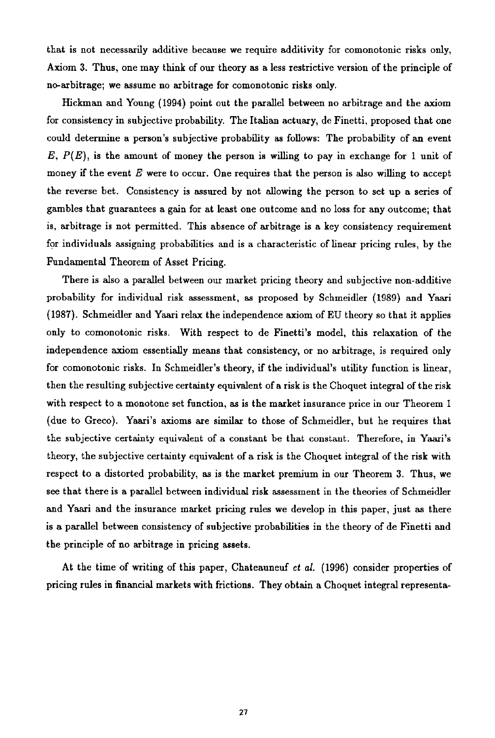that is not necessarily additive because we require additivity for comonotonic risks only, Axiom 3. Thus, one may think of our theory as a less restrictive version of the principle of no-arbitrage; we assume no arbitrage for comonotonic risks only.

Hickman and Young (1994) point out the parallel between no arbitrage and the axiom for consistency in subjective probability. The Italian actuary, de Finetti, proposed that one could determine a person's subjective probability as follows: The probability of an event $E$, $P(E)$, is the amount of money the person is willing to pay in exchange for 1 unit of money if the event $E$ were to occur. One requires that the person is also willing to accept the reverse bet. Consistency is assured by not allowing the person to set up a series of gambles that guarantees a gain for at least one outcome and no loss for any outcome; that is, arbitrage is not permitted. This absence of arbitrage is a key consistency requirement for individuals assigning probabilities and is a characteristic of linear pricing rules, by the Fundamental Theorem of Asset Pricing.

There is also a parallel between our market pricing theory and subjective non-additive probability for individual risk assessment, as proposed by Schmeidler (1989) and Yaari (1987). Schmeidler and Yaari relax the independence axiom of EU theory so that it applies only to comonotonic risks. With respect to de Finetti's model, this relaxation of the independence axiom essentially means that consistency, or no arbitrage, is required only for comonotonic risks. In Schmeidler's theory, if the individual's utility function is linear, then the resulting subjective certainty equivalent of a risk is the Choquet integral of the risk with respect to a monotone set function, as is the market insurance price in our Theorem 1 (due to Greco). Yaari's axioms are similar to those of Schmeidler, but he requires that the subjective certainty equivalent of a constant be that constant. Therefore, in Yaari's theory, the subjective certainty equivalent of a risk is the Choquet integral of the risk with respect to a distorted probability, as is the market premium in our Theorem 3. Thus, we see that there is a parallel between individual risk assessment in the theories of Schmeidler and Yaari and the insurance market pricing rules we develop in this paper, just as there is a parallel between consistency of subjective probabilities in the theory of de Finetti and the principle of no arbitrage in pricing assets.

At the time of writing of this paper, Chateauneuf *et al.* (1996) consider properties of pricing rules in financial markets with frictions. They obtain a Choquet integral representa-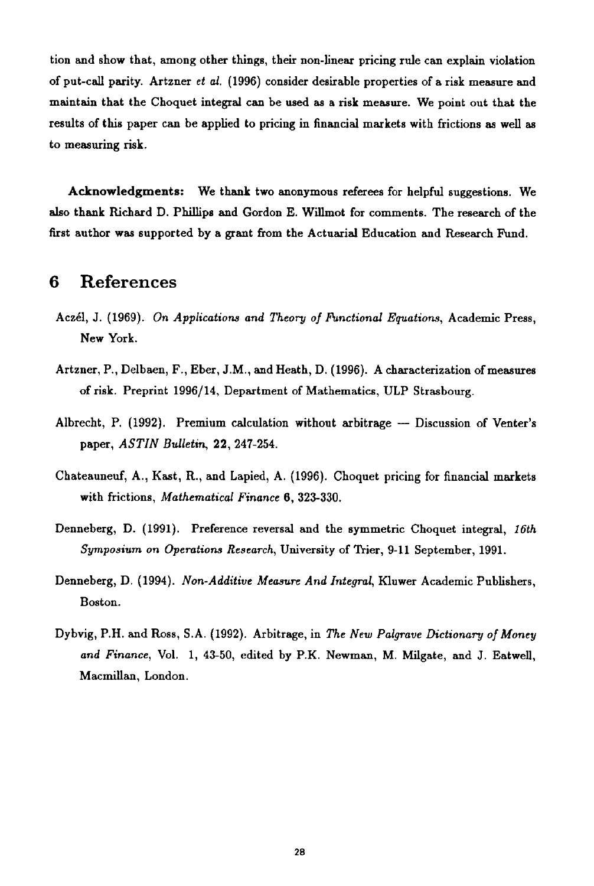tion and show that, among other things, their non-linear pricing rule can explain violation of put-call parity. Artzner *et al.* (1996) consider desirable properties of a risk measure and maintain that the Choquet integral can be used as a risk measure. We point out that the results of this paper can be applied to pricing in financial markets with frictions as well as to measuring risk.

**Acknowledgments:** We thank two anonymous referees for helpful suggestions. We also thank Richard D. Phillips and Gordon E. Willmot for comments. The research of the first author was supported by a grant from the Actuarial Education and Research Fund.

# 6 References

Aczél, J. (1969). *On Applications and Theory of Functional Equations*, Academic Press, New York.

Artzner, P., Delbaen, F., Eber, J.M., and Heath, D. (1996). A characterization of measures of risk. Preprint 1996/14, Department of Mathematics, ULP Strasbourg.

Albrecht, P. (1992). Premium calculation without arbitrage — Discussion of Venter's paper, *ASTIN Bulletin*, **22**, 247-254.

Chateauneuf, A., Kast, R., and Lapied, A. (1996). Choquet pricing for financial markets with frictions, *Mathematical Finance* **6**, 323-330.

Denneberg, D. (1991). Preference reversal and the symmetric Choquet integral, *16th Symposium on Operations Research*, University of Trier, 9-11 September, 1991.

Denneberg, D. (1994). *Non-Additive Measure And Integral*, Kluwer Academic Publishers, Boston.

Dybvig, P.H. and Ross, S.A. (1992). Arbitrage, in *The New Palgrave Dictionary of Money and Finance*, Vol. 1, 43-50, edited by P.K. Newman, M. Milgate, and J. Eatwell, Macmillan, London.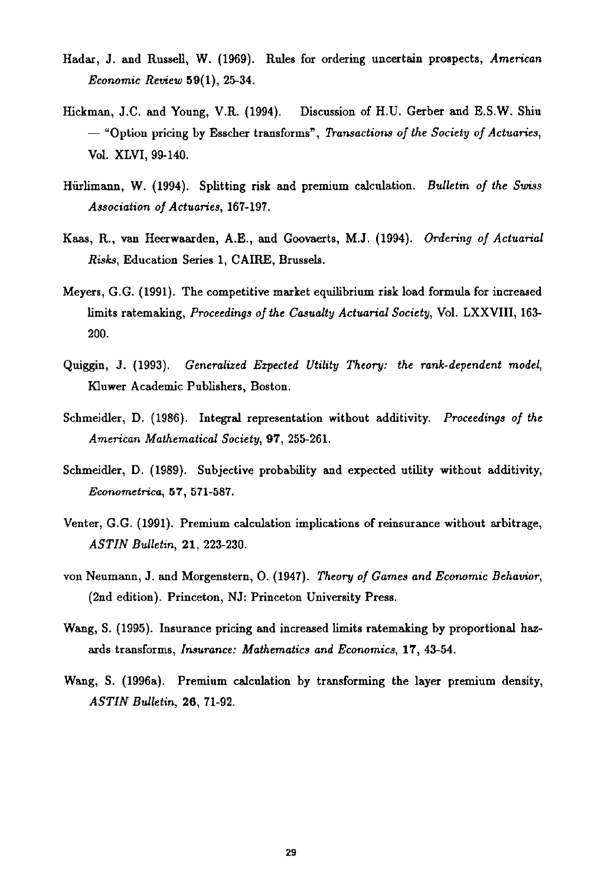Hadar, J. and Russell, W. (1969). Rules for ordering uncertain prospects, *American Economic Review* **59**(1), 25-34.

Hickman, J.C. and Young, V.R. (1994). Discussion of H.U. Gerber and E.S.W. Shiu — "Option pricing by Esscher transforms", *Transactions of the Society of Actuaries*, Vol. XLVI, 99-140.

Hürlimann, W. (1994). Splitting risk and premium calculation. *Bulletin of the Swiss Association of Actuaries*, 167-197.

Kaas, R., van Heerwaarden, A.E., and Goovaerts, M.J. (1994). *Ordering of Actuarial Risks*, Education Series 1, CAIRE, Brussels.

Meyers, G.G. (1991). The competitive market equilibrium risk load formula for increased limits ratemaking, *Proceedings of the Casualty Actuarial Society*, Vol. LXXVIII, 163-200.

Quiggin, J. (1993). *Generalized Expected Utility Theory: the rank-dependent model*, Kluwer Academic Publishers, Boston.

Schmeidler, D. (1986). Integral representation without additivity. *Proceedings of the American Mathematical Society*, **97**, 255-261.

Schmeidler, D. (1989). Subjective probability and expected utility without additivity, *Econometrica*, **57**, 571-587.

Venter, G.G. (1991). Premium calculation implications of reinsurance without arbitrage, *ASTIN Bulletin*, **21**, 223-230.

von Neumann, J. and Morgenstern, O. (1947). *Theory of Games and Economic Behavior*, (2nd edition). Princeton, NJ: Princeton University Press.

Wang, S. (1995). Insurance pricing and increased limits ratemaking by proportional hazards transforms, *Insurance: Mathematics and Economics*, **17**, 43-54.

Wang, S. (1996a). Premium calculation by transforming the layer premium density, *ASTIN Bulletin*, **26**, 71-92.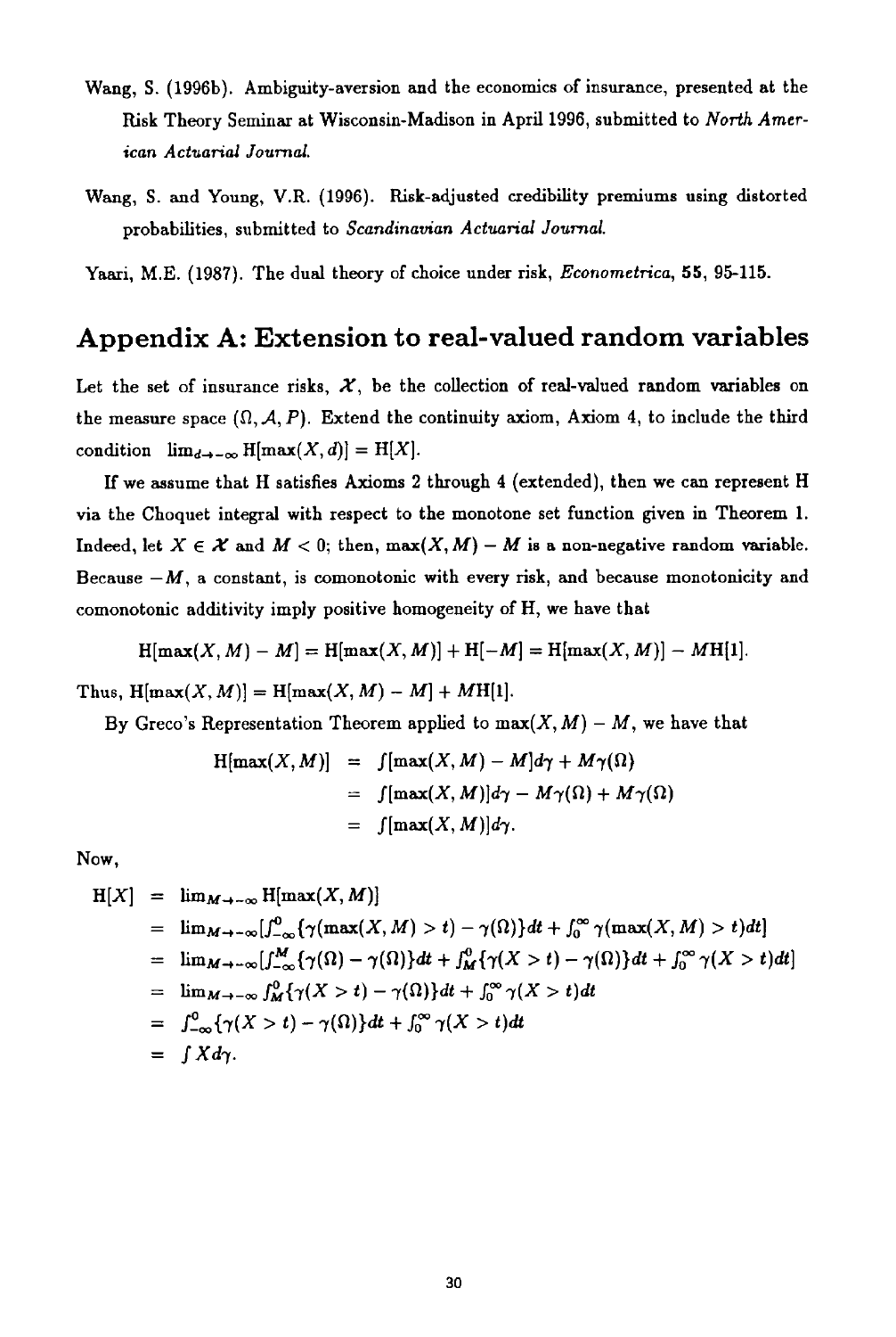Wang, S. (1996b). Ambiguity-aversion and the economics of insurance, presented at the Risk Theory Seminar at Wisconsin-Madison in April 1996, submitted to *North American Actuarial Journal.*

Wang, S. and Young, V.R. (1996). Risk-adjusted credibility premiums using distorted probabilities, submitted to *Scandinavian Actuarial Journal.*

Yaari, M.E. (1987). The dual theory of choice under risk, *Econometrica*, **55**, 95-115.

## Appendix A: Extension to real-valued random variables

Let the set of insurance risks, $\mathcal{X}$, be the collection of real-valued random variables on the measure space $(\Omega, \mathcal{A}, P)$. Extend the continuity axiom, Axiom 4, to include the third condition $\lim_{d \to -\infty} \mathrm{H}[\max(X, d)] = \mathrm{H}[X]$.

If we assume that H satisfies Axioms 2 through 4 (extended), then we can represent H via the Choquet integral with respect to the monotone set function given in Theorem 1. Indeed, let $X \in \mathcal{X}$ and $M < 0$; then, $\max(X, M) - M$ is a non-negative random variable. Because $-M$, a constant, is comonotonic with every risk, and because monotonicity and comonotonic additivity imply positive homogeneity of H, we have that

$$\mathrm{H}[\max(X, M) - M] = \mathrm{H}[\max(X, M)] + \mathrm{H}[-M] = \mathrm{H}[\max(X, M)] - M\mathrm{H}[1].$$

Thus, $\mathrm{H}[\max(X, M)] = \mathrm{H}[\max(X, M) - M] + M\mathrm{H}[1]$.

By Greco's Representation Theorem applied to $\max(X, M) - M$, we have that

$$\begin{aligned}
\mathrm{H}[\max(X, M)] &= \int[\max(X, M) - M]d\gamma + M\gamma(\Omega) \\
&= \int[\max(X, M)]d\gamma - M\gamma(\Omega) + M\gamma(\Omega) \\
&= \int[\max(X, M)]d\gamma.
\end{aligned}$$

Now,

$$\begin{aligned}
\mathrm{H}[X] &= \lim_{M \to -\infty} \mathrm{H}[\max(X, M)] \\
&= \lim_{M \to -\infty} [\textstyle\int_{-\infty}^{0} \{\gamma(\max(X, M) > t) - \gamma(\Omega)\}dt + \int_0^\infty \gamma(\max(X, M) > t)dt] \\
&= \lim_{M \to -\infty} [\textstyle\int_{-\infty}^{M} \{\gamma(\Omega) - \gamma(\Omega)\}dt + \int_M^0 \{\gamma(X > t) - \gamma(\Omega)\}dt + \int_0^\infty \gamma(X > t)dt] \\
&= \lim_{M \to -\infty} \textstyle\int_M^0 \{\gamma(X > t) - \gamma(\Omega)\}dt + \int_0^\infty \gamma(X > t)dt \\
&= \textstyle\int_{-\infty}^0 \{\gamma(X > t) - \gamma(\Omega)\}dt + \int_0^\infty \gamma(X > t)dt \\
&= \textstyle\int X d\gamma.
\end{aligned}$$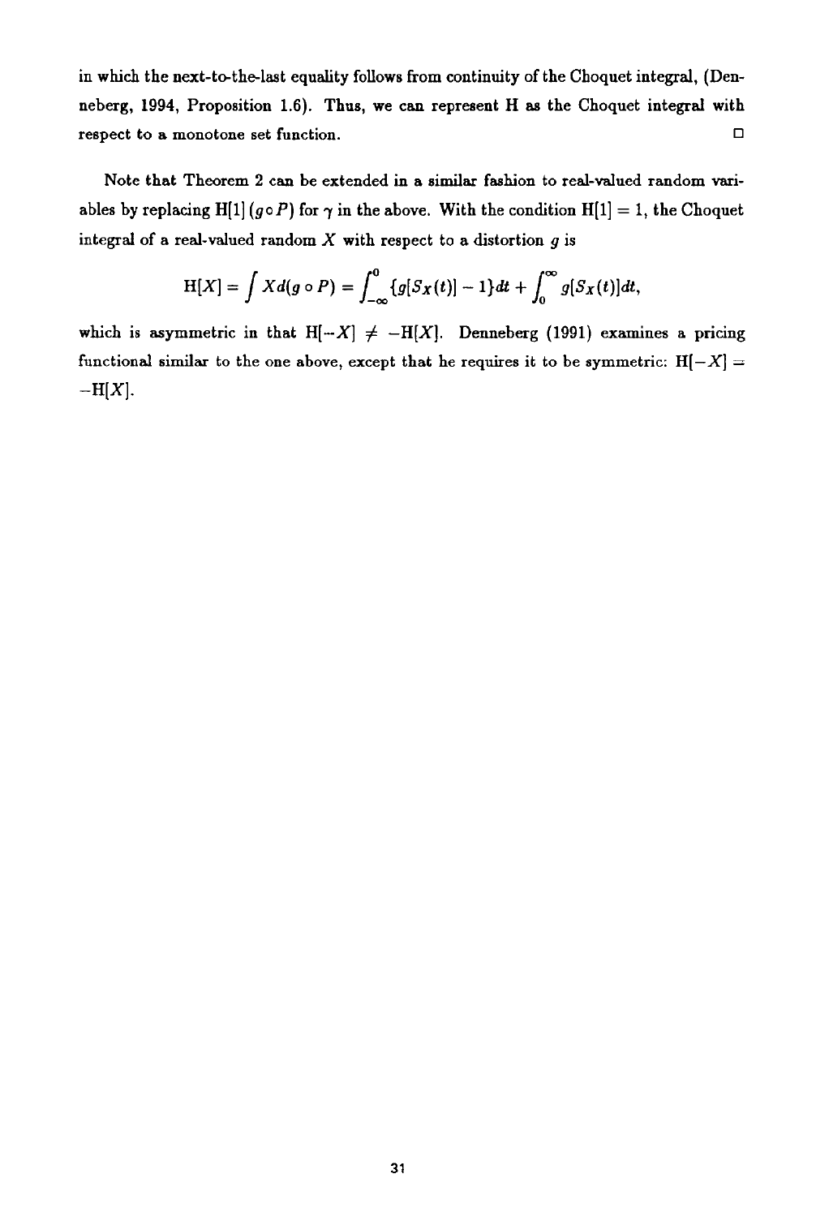in which the next-to-the-last equality follows from continuity of the Choquet integral, (Denneberg, 1994, Proposition 1.6). Thus, we can represent H as the Choquet integral with respect to a monotone set function. □

Note that Theorem 2 can be extended in a similar fashion to real-valued random variables by replacing $\mathrm{H}[1]\,(g \circ P)$ for $\gamma$ in the above. With the condition $\mathrm{H}[1] = 1$, the Choquet integral of a real-valued random $X$ with respect to a distortion $g$ is

$$\mathrm{H}[X] = \int X d(g \circ P) = \int_{-\infty}^{0} \{g[S_X(t)] - 1\} dt + \int_{0}^{\infty} g[S_X(t)] dt,$$

which is asymmetric in that $\mathrm{H}[-X] \neq -\mathrm{H}[X]$. Denneberg (1991) examines a pricing functional similar to the one above, except that he requires it to be symmetric: $\mathrm{H}[-X] = -\mathrm{H}[X]$.